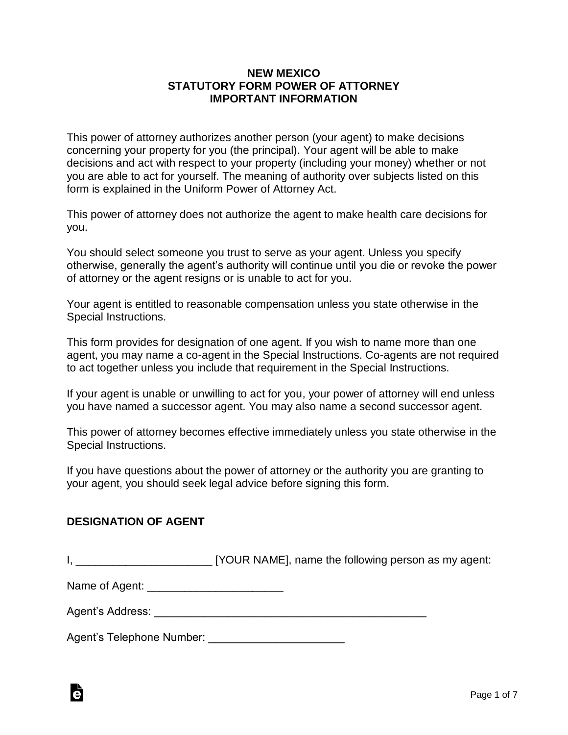# NEW MEXICO
# STATUTORY FORM POWER OF ATTORNEY
# IMPORTANT INFORMATION

This power of attorney authorizes another person (your agent) to make decisions concerning your property for you (the principal). Your agent will be able to make decisions and act with respect to your property (including your money) whether or not you are able to act for yourself. The meaning of authority over subjects listed on this form is explained in the Uniform Power of Attorney Act.

This power of attorney does not authorize the agent to make health care decisions for you.

You should select someone you trust to serve as your agent. Unless you specify otherwise, generally the agent's authority will continue until you die or revoke the power of attorney or the agent resigns or is unable to act for you.

Your agent is entitled to reasonable compensation unless you state otherwise in the Special Instructions.

This form provides for designation of one agent. If you wish to name more than one agent, you may name a co-agent in the Special Instructions. Co-agents are not required to act together unless you include that requirement in the Special Instructions.

If your agent is unable or unwilling to act for you, your power of attorney will end unless you have named a successor agent. You may also name a second successor agent.

This power of attorney becomes effective immediately unless you state otherwise in the Special Instructions.

If you have questions about the power of attorney or the authority you are granting to your agent, you should seek legal advice before signing this form.

## DESIGNATION OF AGENT

I, ______________________ [YOUR NAME], name the following person as my agent:

Name of Agent: ______________________

Agent's Address: ___________________________________________

Agent's Telephone Number: ______________________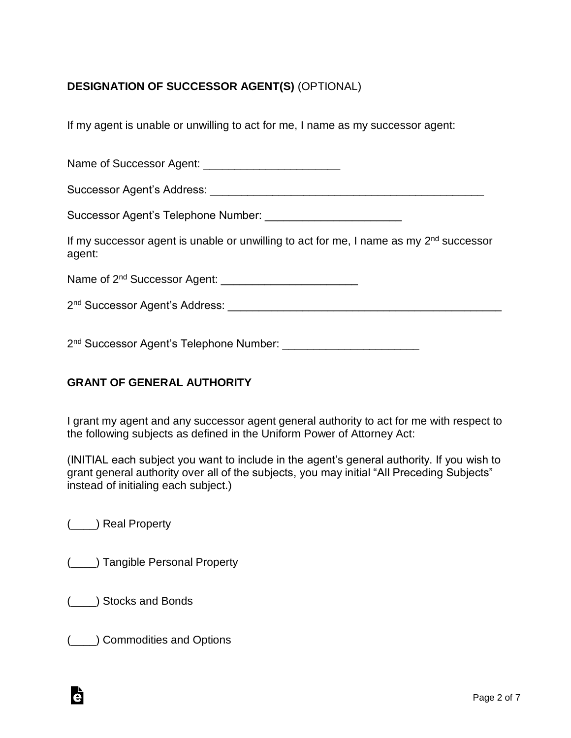**DESIGNATION OF SUCCESSOR AGENT(S)** (OPTIONAL)

If my agent is unable or unwilling to act for me, I name as my successor agent:

Name of Successor Agent: ______________________

Successor Agent's Address: _____________________________________________

Successor Agent's Telephone Number: ______________________

If my successor agent is unable or unwilling to act for me, I name as my 2nd successor agent:

Name of 2nd Successor Agent: ______________________

2nd Successor Agent's Address: _____________________________________________

2nd Successor Agent's Telephone Number: ______________________

**GRANT OF GENERAL AUTHORITY**

I grant my agent and any successor agent general authority to act for me with respect to the following subjects as defined in the Uniform Power of Attorney Act:

(INITIAL each subject you want to include in the agent's general authority. If you wish to grant general authority over all of the subjects, you may initial "All Preceding Subjects" instead of initialing each subject.)

(____) Real Property

(____) Tangible Personal Property

(____) Stocks and Bonds

(____) Commodities and Options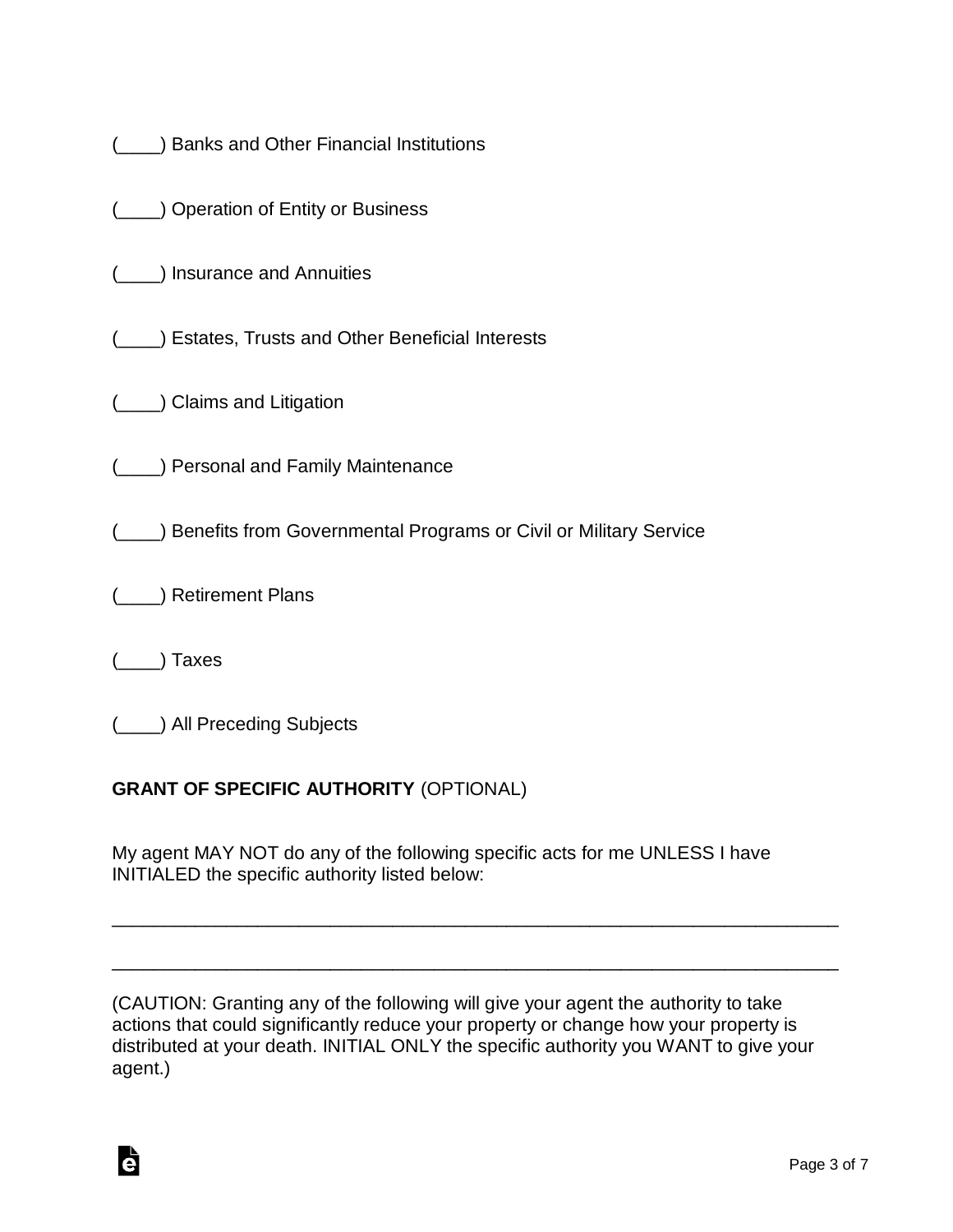(____) Banks and Other Financial Institutions

(____) Operation of Entity or Business

(____) Insurance and Annuities

(____) Estates, Trusts and Other Beneficial Interests

(____) Claims and Litigation

(____) Personal and Family Maintenance

(____) Benefits from Governmental Programs or Civil or Military Service

(____) Retirement Plans

(____) Taxes

(____) All Preceding Subjects

**GRANT OF SPECIFIC AUTHORITY** (OPTIONAL)

My agent MAY NOT do any of the following specific acts for me UNLESS I have INITIALED the specific authority listed below:

_______________________________________________________________________

_______________________________________________________________________

(CAUTION: Granting any of the following will give your agent the authority to take actions that could significantly reduce your property or change how your property is distributed at your death. INITIAL ONLY the specific authority you WANT to give your agent.)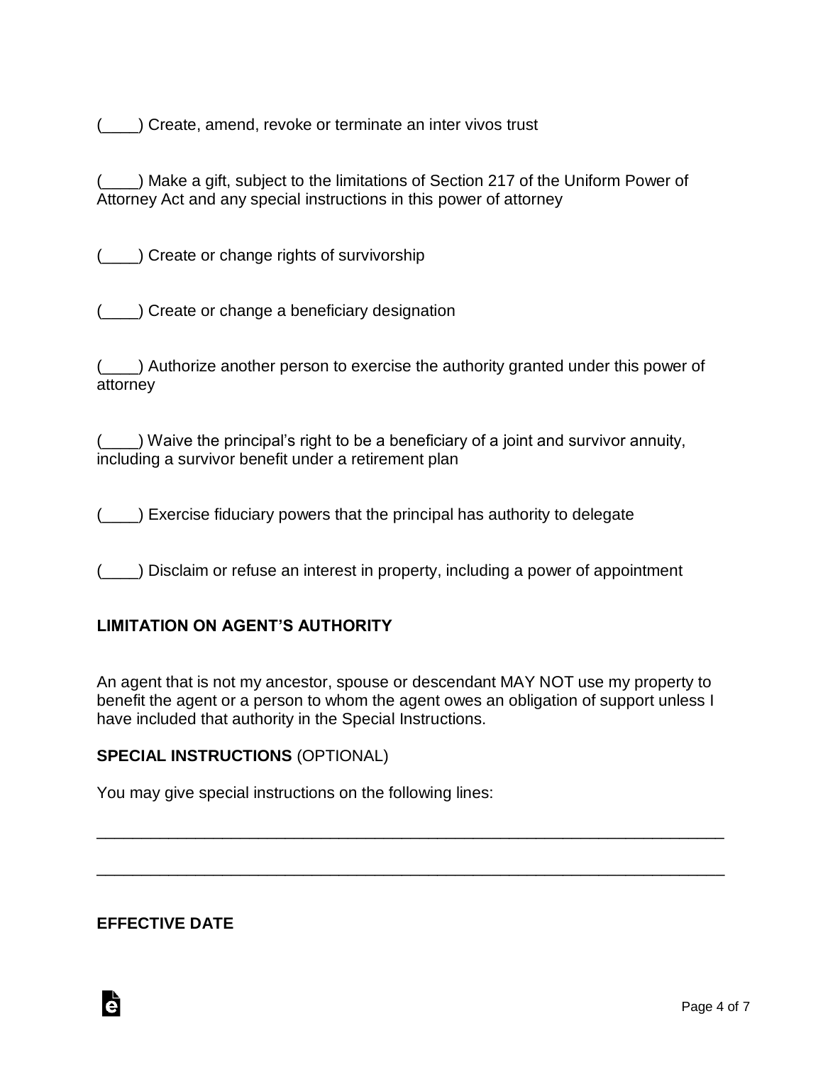(____) Create, amend, revoke or terminate an inter vivos trust

(____) Make a gift, subject to the limitations of Section 217 of the Uniform Power of Attorney Act and any special instructions in this power of attorney

(____) Create or change rights of survivorship

(____) Create or change a beneficiary designation

(____) Authorize another person to exercise the authority granted under this power of attorney

(____) Waive the principal's right to be a beneficiary of a joint and survivor annuity, including a survivor benefit under a retirement plan

(____) Exercise fiduciary powers that the principal has authority to delegate

(____) Disclaim or refuse an interest in property, including a power of appointment

**LIMITATION ON AGENT'S AUTHORITY**

An agent that is not my ancestor, spouse or descendant MAY NOT use my property to benefit the agent or a person to whom the agent owes an obligation of support unless I have included that authority in the Special Instructions.

**SPECIAL INSTRUCTIONS** (OPTIONAL)

You may give special instructions on the following lines:

_______________________________________________________________________

_______________________________________________________________________

**EFFECTIVE DATE**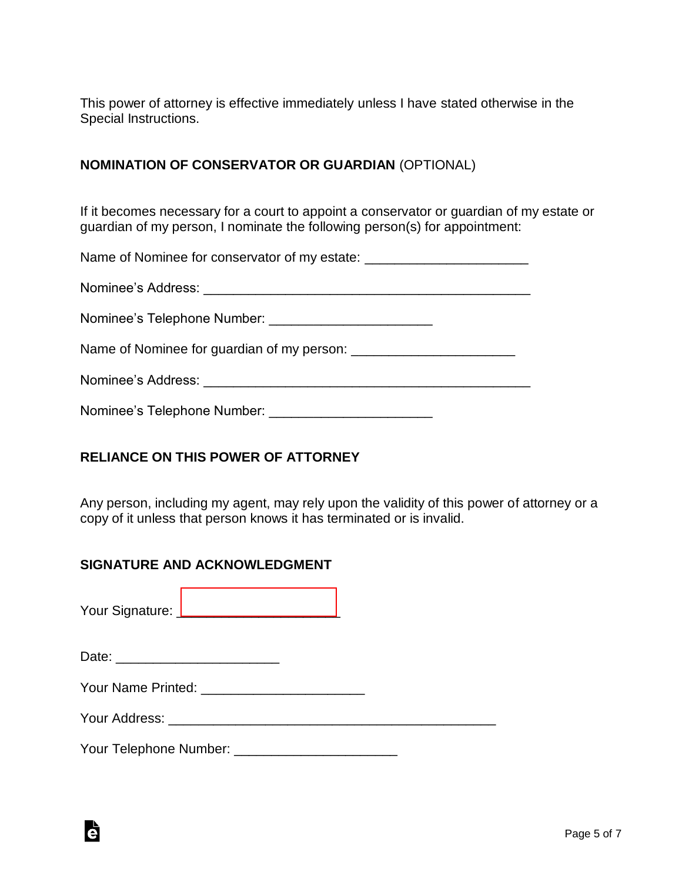This power of attorney is effective immediately unless I have stated otherwise in the Special Instructions.

**NOMINATION OF CONSERVATOR OR GUARDIAN** (OPTIONAL)

If it becomes necessary for a court to appoint a conservator or guardian of my estate or guardian of my person, I nominate the following person(s) for appointment:

Name of Nominee for conservator of my estate: ______________________

Nominee's Address: ____________________________________________

Nominee's Telephone Number: ______________________

Name of Nominee for guardian of my person: ______________________

Nominee's Address: ____________________________________________

Nominee's Telephone Number: ______________________

**RELIANCE ON THIS POWER OF ATTORNEY**

Any person, including my agent, may rely upon the validity of this power of attorney or a copy of it unless that person knows it has terminated or is invalid.

**SIGNATURE AND ACKNOWLEDGMENT**

Your Signature: ______________________

Date: ______________________

Your Name Printed: ______________________

Your Address: ____________________________________________

Your Telephone Number: ______________________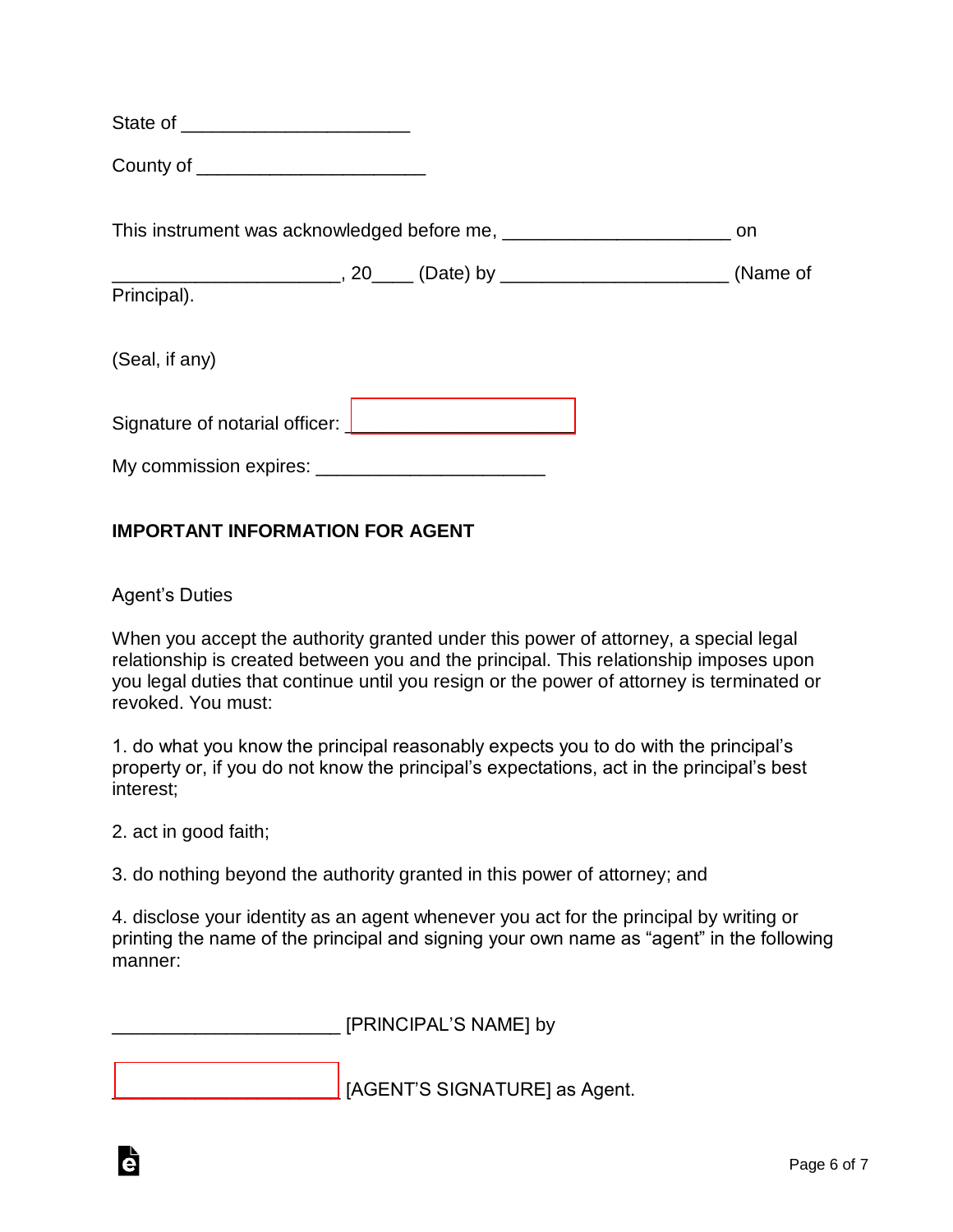State of ______________________

County of ______________________

This instrument was acknowledged before me, ______________________ on ______________________, 20____ (Date) by ______________________ (Name of Principal).

(Seal, if any)

Signature of notarial officer: ______________________

My commission expires: ______________________

**IMPORTANT INFORMATION FOR AGENT**

Agent's Duties

When you accept the authority granted under this power of attorney, a special legal relationship is created between you and the principal. This relationship imposes upon you legal duties that continue until you resign or the power of attorney is terminated or revoked. You must:

1. do what you know the principal reasonably expects you to do with the principal's property or, if you do not know the principal's expectations, act in the principal's best interest;

2. act in good faith;

3. do nothing beyond the authority granted in this power of attorney; and

4. disclose your identity as an agent whenever you act for the principal by writing or printing the name of the principal and signing your own name as "agent" in the following manner:

______________________ [PRINCIPAL'S NAME] by

______________________ [AGENT'S SIGNATURE] as Agent.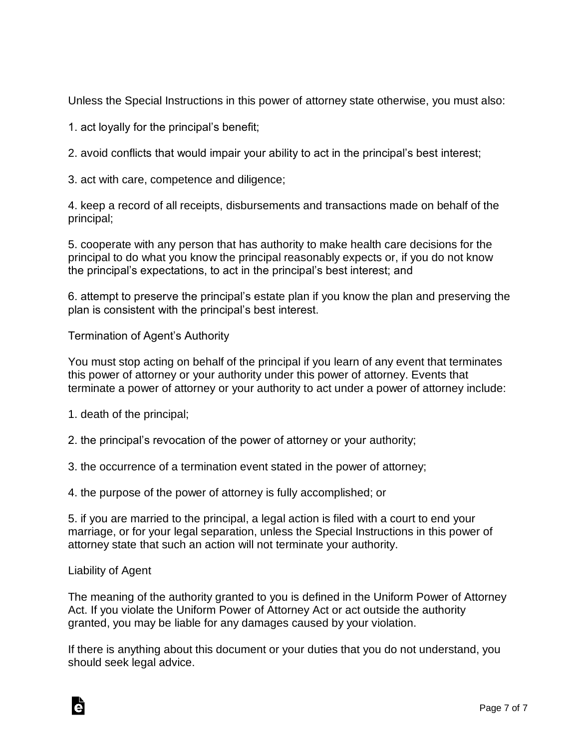Unless the Special Instructions in this power of attorney state otherwise, you must also:

1. act loyally for the principal's benefit;

2. avoid conflicts that would impair your ability to act in the principal's best interest;

3. act with care, competence and diligence;

4. keep a record of all receipts, disbursements and transactions made on behalf of the principal;

5. cooperate with any person that has authority to make health care decisions for the principal to do what you know the principal reasonably expects or, if you do not know the principal's expectations, to act in the principal's best interest; and

6. attempt to preserve the principal's estate plan if you know the plan and preserving the plan is consistent with the principal's best interest.

Termination of Agent's Authority

You must stop acting on behalf of the principal if you learn of any event that terminates this power of attorney or your authority under this power of attorney. Events that terminate a power of attorney or your authority to act under a power of attorney include:

1. death of the principal;

2. the principal's revocation of the power of attorney or your authority;

3. the occurrence of a termination event stated in the power of attorney;

4. the purpose of the power of attorney is fully accomplished; or

5. if you are married to the principal, a legal action is filed with a court to end your marriage, or for your legal separation, unless the Special Instructions in this power of attorney state that such an action will not terminate your authority.

Liability of Agent

The meaning of the authority granted to you is defined in the Uniform Power of Attorney Act. If you violate the Uniform Power of Attorney Act or act outside the authority granted, you may be liable for any damages caused by your violation.

If there is anything about this document or your duties that you do not understand, you should seek legal advice.